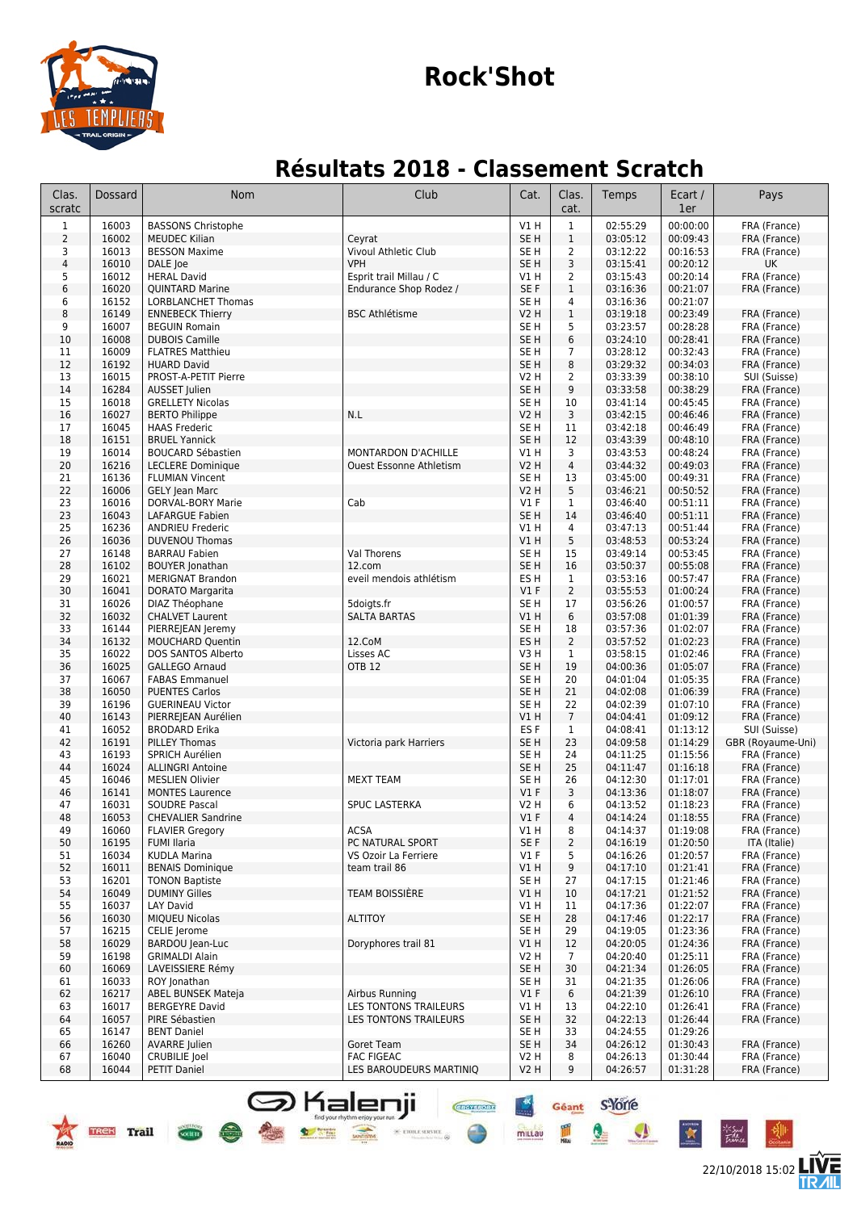# Rock'Shot

## Résultats 2018 - Classement Scratch

| Clas. scratc | Dossard | Nom | Club | Cat. | Clas. cat. | Temps | Ecart / 1er | Pays |
|---|---|---|---|---|---|---|---|---|
| 1 | 16003 | BASSONS Christophe | | V1 H | 1 | 02:55:29 | 00:00:00 | FRA (France) |
| 2 | 16002 | MEUDEC Kilian | Ceyrat | SE H | 1 | 03:05:12 | 00:09:43 | FRA (France) |
| 3 | 16013 | BESSON Maxime | Vivoul Athletic Club | SE H | 2 | 03:12:22 | 00:16:53 | FRA (France) |
| 4 | 16010 | DALE Joe | VPH | SE H | 3 | 03:15:41 | 00:20:12 | UK |
| 5 | 16012 | HERAL David | Esprit trail Millau / C | V1 H | 2 | 03:15:43 | 00:20:14 | FRA (France) |
| 6 | 16020 | QUINTARD Marine | Endurance Shop Rodez / | SE F | 1 | 03:16:36 | 00:21:07 | FRA (France) |
| 6 | 16152 | LORBLANCHET Thomas | | SE H | 4 | 03:16:36 | 00:21:07 | |
| 8 | 16149 | ENNEBECK Thierry | BSC Athlétisme | V2 H | 1 | 03:19:18 | 00:23:49 | FRA (France) |
| 9 | 16007 | BEGUIN Romain | | SE H | 5 | 03:23:57 | 00:28:28 | FRA (France) |
| 10 | 16008 | DUBOIS Camille | | SE H | 6 | 03:24:10 | 00:28:41 | FRA (France) |
| 11 | 16009 | FLATRES Matthieu | | SE H | 7 | 03:28:12 | 00:32:43 | FRA (France) |
| 12 | 16192 | HUARD David | | SE H | 8 | 03:29:32 | 00:34:03 | FRA (France) |
| 13 | 16015 | PROST-A-PETIT Pierre | | V2 H | 2 | 03:33:39 | 00:38:10 | SUI (Suisse) |
| 14 | 16284 | AUSSET Julien | | SE H | 9 | 03:33:58 | 00:38:29 | FRA (France) |
| 15 | 16018 | GRELLETY Nicolas | | SE H | 10 | 03:41:14 | 00:45:45 | FRA (France) |
| 16 | 16027 | BERTO Philippe | N.L | V2 H | 3 | 03:42:15 | 00:46:46 | FRA (France) |
| 17 | 16045 | HAAS Frederic | | SE H | 11 | 03:42:18 | 00:46:49 | FRA (France) |
| 18 | 16151 | BRUEL Yannick | | SE H | 12 | 03:43:39 | 00:48:10 | FRA (France) |
| 19 | 16014 | BOUCARD Sébastien | MONTARDON D'ACHILLE | V1 H | 3 | 03:43:53 | 00:48:24 | FRA (France) |
| 20 | 16216 | LECLERE Dominique | Ouest Essonne Athletism | V2 H | 4 | 03:44:32 | 00:49:03 | FRA (France) |
| 21 | 16136 | FLUMIAN Vincent | | SE H | 13 | 03:45:00 | 00:49:31 | FRA (France) |
| 22 | 16006 | GELY Jean Marc | | V2 H | 5 | 03:46:21 | 00:50:52 | FRA (France) |
| 23 | 16016 | DORVAL-BORY Marie | Cab | V1 F | 1 | 03:46:40 | 00:51:11 | FRA (France) |
| 23 | 16043 | LAFARGUE Fabien | | SE H | 14 | 03:46:40 | 00:51:11 | FRA (France) |
| 25 | 16236 | ANDRIEU Frederic | | V1 H | 4 | 03:47:13 | 00:51:44 | FRA (France) |
| 26 | 16036 | DUVENOU Thomas | | V1 H | 5 | 03:48:53 | 00:53:24 | FRA (France) |
| 27 | 16148 | BARRAU Fabien | Val Thorens | SE H | 15 | 03:49:14 | 00:53:45 | FRA (France) |
| 28 | 16102 | BOUYER Jonathan | 12.com | SE H | 16 | 03:50:37 | 00:55:08 | FRA (France) |
| 29 | 16021 | MERIGNAT Brandon | eveil mendois athlétism | ES H | 1 | 03:53:16 | 00:57:47 | FRA (France) |
| 30 | 16041 | DORATO Margarita | | V1 F | 2 | 03:55:53 | 01:00:24 | FRA (France) |
| 31 | 16026 | DIAZ Théophane | 5doigts.fr | SE H | 17 | 03:56:26 | 01:00:57 | FRA (France) |
| 32 | 16032 | CHALVET Laurent | SALTA BARTAS | V1 H | 6 | 03:57:08 | 01:01:39 | FRA (France) |
| 33 | 16144 | PIERREJEAN Jeremy | | SE H | 18 | 03:57:36 | 01:02:07 | FRA (France) |
| 34 | 16132 | MOUCHARD Quentin | 12.CoM | ES H | 2 | 03:57:52 | 01:02:23 | FRA (France) |
| 35 | 16022 | DOS SANTOS Alberto | Lisses AC | V3 H | 1 | 03:58:15 | 01:02:46 | FRA (France) |
| 36 | 16025 | GALLEGO Arnaud | OTB 12 | SE H | 19 | 04:00:36 | 01:05:07 | FRA (France) |
| 37 | 16067 | FABAS Emmanuel | | SE H | 20 | 04:01:04 | 01:05:35 | FRA (France) |
| 38 | 16050 | PUENTES Carlos | | SE H | 21 | 04:02:08 | 01:06:39 | FRA (France) |
| 39 | 16196 | GUERINEAU Victor | | SE H | 22 | 04:02:39 | 01:07:10 | FRA (France) |
| 40 | 16143 | PIERREJEAN Aurélien | | V1 H | 7 | 04:04:41 | 01:09:12 | FRA (France) |
| 41 | 16052 | BRODARD Erika | | ES F | 1 | 04:08:41 | 01:13:12 | SUI (Suisse) |
| 42 | 16191 | PILLEY Thomas | Victoria park Harriers | SE H | 23 | 04:09:58 | 01:14:29 | GBR (Royaume-Uni) |
| 43 | 16193 | SPRICH Aurélien | | SE H | 24 | 04:11:25 | 01:15:56 | FRA (France) |
| 44 | 16024 | ALLINGRI Antoine | | SE H | 25 | 04:11:47 | 01:16:18 | FRA (France) |
| 45 | 16046 | MESLIEN Olivier | MEXT TEAM | SE H | 26 | 04:12:30 | 01:17:01 | FRA (France) |
| 46 | 16141 | MONTES Laurence | | V1 F | 3 | 04:13:36 | 01:18:07 | FRA (France) |
| 47 | 16031 | SOUDRE Pascal | SPUC LASTERKA | V2 H | 6 | 04:13:52 | 01:18:23 | FRA (France) |
| 48 | 16053 | CHEVALIER Sandrine | | V1 F | 4 | 04:14:24 | 01:18:55 | FRA (France) |
| 49 | 16060 | FLAVIER Gregory | ACSA | V1 H | 8 | 04:14:37 | 01:19:08 | FRA (France) |
| 50 | 16195 | FUMI Ilaria | PC NATURAL SPORT | SE F | 2 | 04:16:19 | 01:20:50 | ITA (Italie) |
| 51 | 16034 | KUDLA Marina | VS Ozoir La Ferriere | V1 F | 5 | 04:16:26 | 01:20:57 | FRA (France) |
| 52 | 16011 | BENAIS Dominique | team trail 86 | V1 H | 9 | 04:17:10 | 01:21:41 | FRA (France) |
| 53 | 16201 | TONON Baptiste | | SE H | 27 | 04:17:15 | 01:21:46 | FRA (France) |
| 54 | 16049 | DUMINY Gilles | TEAM BOISSIÈRE | V1 H | 10 | 04:17:21 | 01:21:52 | FRA (France) |
| 55 | 16037 | LAY David | | V1 H | 11 | 04:17:36 | 01:22:07 | FRA (France) |
| 56 | 16030 | MIQUEU Nicolas | ALTITOY | SE H | 28 | 04:17:46 | 01:22:17 | FRA (France) |
| 57 | 16215 | CELIE Jerome | | SE H | 29 | 04:19:05 | 01:23:36 | FRA (France) |
| 58 | 16029 | BARDOU Jean-Luc | Doryphores trail 81 | V1 H | 12 | 04:20:05 | 01:24:36 | FRA (France) |
| 59 | 16198 | GRIMALDI Alain | | V2 H | 7 | 04:20:40 | 01:25:11 | FRA (France) |
| 60 | 16069 | LAVEISSIERE Rémy | | SE H | 30 | 04:21:34 | 01:26:05 | FRA (France) |
| 61 | 16033 | ROY Jonathan | | SE H | 31 | 04:21:35 | 01:26:06 | FRA (France) |
| 62 | 16217 | ABEL BUNSEK Mateja | Airbus Running | V1 F | 6 | 04:21:39 | 01:26:10 | FRA (France) |
| 63 | 16017 | BERGEYRE David | LES TONTONS TRAILEURS | V1 H | 13 | 04:22:10 | 01:26:41 | FRA (France) |
| 64 | 16057 | PIRE Sébastien | LES TONTONS TRAILEURS | SE H | 32 | 04:22:13 | 01:26:44 | FRA (France) |
| 65 | 16147 | BENT Daniel | | SE H | 33 | 04:24:55 | 01:29:26 | |
| 66 | 16260 | AVARRE Julien | Goret Team | SE H | 34 | 04:26:12 | 01:30:43 | FRA (France) |
| 67 | 16040 | CRUBILIE Joel | FAC FIGEAC | V2 H | 8 | 04:26:13 | 01:30:44 | FRA (France) |
| 68 | 16044 | PETIT Daniel | LES BAROUDEURS MARTINIQ | V2 H | 9 | 04:26:57 | 01:31:28 | FRA (France) |

22/10/2018 15:02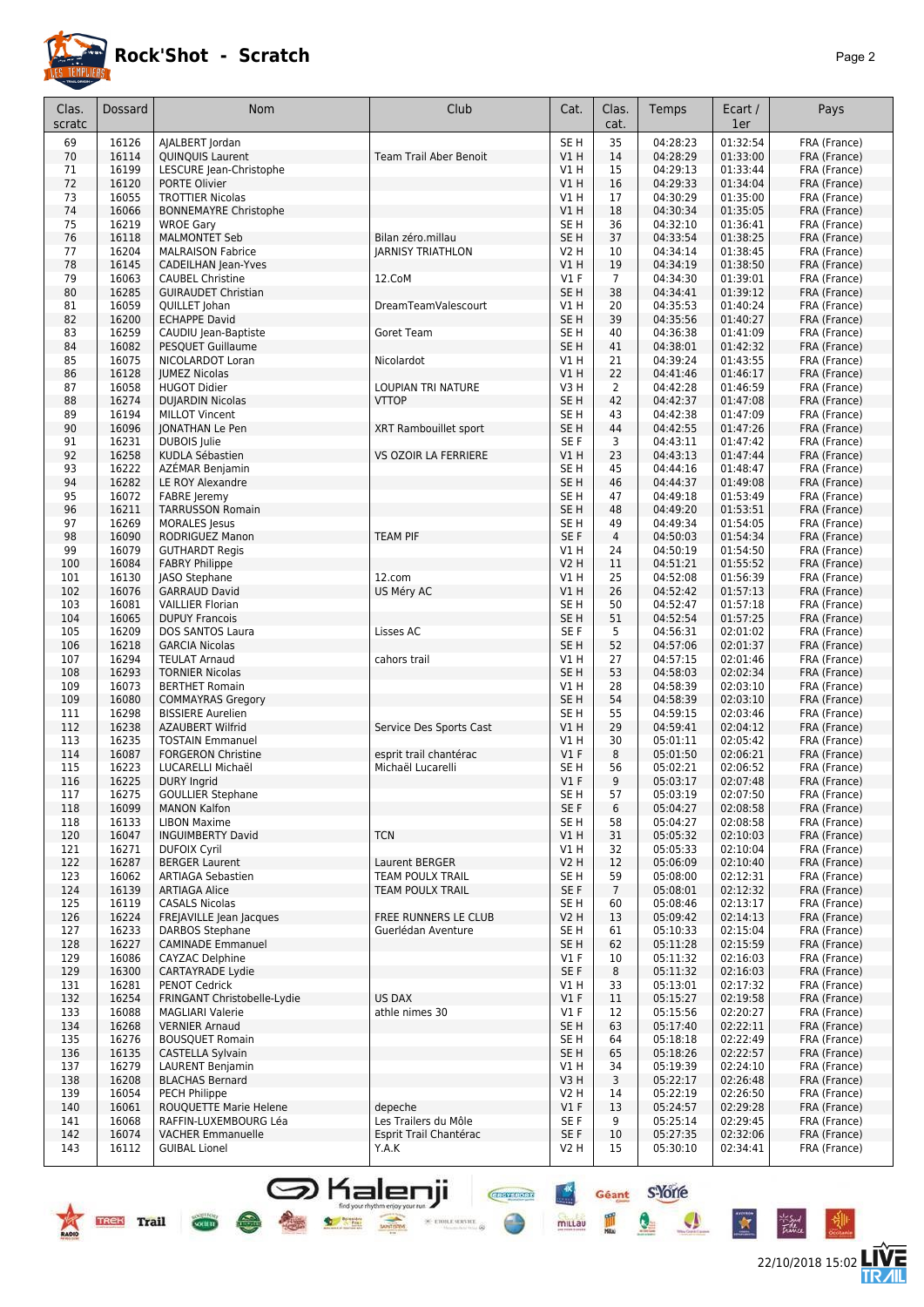# Rock'Shot - Scratch

| Clas. scratc | Dossard | Nom | Club | Cat. | Clas. cat. | Temps | Ecart / 1er | Pays |
|---|---|---|---|---|---|---|---|---|
| 69 | 16126 | AJALBERT Jordan | | SE H | 35 | 04:28:23 | 01:32:54 | FRA (France) |
| 70 | 16114 | QUINQUIS Laurent | Team Trail Aber Benoit | V1 H | 14 | 04:28:29 | 01:33:00 | FRA (France) |
| 71 | 16199 | LESCURE Jean-Christophe | | V1 H | 15 | 04:29:13 | 01:33:44 | FRA (France) |
| 72 | 16120 | PORTE Olivier | | V1 H | 16 | 04:29:33 | 01:34:04 | FRA (France) |
| 73 | 16055 | TROTTIER Nicolas | | V1 H | 17 | 04:30:29 | 01:35:00 | FRA (France) |
| 74 | 16066 | BONNEMAYRE Christophe | | V1 H | 18 | 04:30:34 | 01:35:05 | FRA (France) |
| 75 | 16219 | WROE Gary | | SE H | 36 | 04:32:10 | 01:36:41 | FRA (France) |
| 76 | 16118 | MALMONTET Seb | Bilan zéro.millau | SE H | 37 | 04:33:54 | 01:38:25 | FRA (France) |
| 77 | 16204 | MALRAISON Fabrice | JARNISY TRIATHLON | V2 H | 10 | 04:34:14 | 01:38:45 | FRA (France) |
| 78 | 16145 | CADEILHAN Jean-Yves | | V1 H | 19 | 04:34:19 | 01:38:50 | FRA (France) |
| 79 | 16063 | CAUBEL Christine | 12.CoM | V1 F | 7 | 04:34:30 | 01:39:01 | FRA (France) |
| 80 | 16285 | GUIRAUDET Christian | | SE H | 38 | 04:34:41 | 01:39:12 | FRA (France) |
| 81 | 16059 | QUILLET Johan | DreamTeamValescourt | V1 H | 20 | 04:35:53 | 01:40:24 | FRA (France) |
| 82 | 16200 | ECHAPPE David | | SE H | 39 | 04:35:56 | 01:40:27 | FRA (France) |
| 83 | 16259 | CAUDIU Jean-Baptiste | Goret Team | SE H | 40 | 04:36:38 | 01:41:09 | FRA (France) |
| 84 | 16082 | PESQUET Guillaume | | SE H | 41 | 04:38:01 | 01:42:32 | FRA (France) |
| 85 | 16075 | NICOLARDOT Loran | Nicolardot | V1 H | 21 | 04:39:24 | 01:43:55 | FRA (France) |
| 86 | 16128 | JUMEZ Nicolas | | V1 H | 22 | 04:41:46 | 01:46:17 | FRA (France) |
| 87 | 16058 | HUGOT Didier | LOUPIAN TRI NATURE | V3 H | 2 | 04:42:28 | 01:46:59 | FRA (France) |
| 88 | 16274 | DUJARDIN Nicolas | VTTOP | SE H | 42 | 04:42:37 | 01:47:08 | FRA (France) |
| 89 | 16194 | MILLOT Vincent | | SE H | 43 | 04:42:38 | 01:47:09 | FRA (France) |
| 90 | 16096 | JONATHAN Le Pen | XRT Rambouillet sport | SE H | 44 | 04:42:55 | 01:47:26 | FRA (France) |
| 91 | 16231 | DUBOIS Julie | | SE F | 3 | 04:43:11 | 01:47:42 | FRA (France) |
| 92 | 16258 | KUDLA Sébastien | VS OZOIR LA FERRIERE | V1 H | 23 | 04:43:13 | 01:47:44 | FRA (France) |
| 93 | 16222 | AZÉMAR Benjamin | | SE H | 45 | 04:44:16 | 01:48:47 | FRA (France) |
| 94 | 16282 | LE ROY Alexandre | | SE H | 46 | 04:44:37 | 01:49:08 | FRA (France) |
| 95 | 16072 | FABRE Jeremy | | SE H | 47 | 04:49:18 | 01:53:49 | FRA (France) |
| 96 | 16211 | TARRUSSON Romain | | SE H | 48 | 04:49:20 | 01:53:51 | FRA (France) |
| 97 | 16269 | MORALES Jesus | | SE H | 49 | 04:49:34 | 01:54:05 | FRA (France) |
| 98 | 16090 | RODRIGUEZ Manon | TEAM PIF | SE F | 4 | 04:50:03 | 01:54:34 | FRA (France) |
| 99 | 16079 | GUTHARDT Regis | | V1 H | 24 | 04:50:19 | 01:54:50 | FRA (France) |
| 100 | 16084 | FABRY Philippe | | V2 H | 11 | 04:51:21 | 01:55:52 | FRA (France) |
| 101 | 16130 | JASO Stephane | 12.com | V1 H | 25 | 04:52:08 | 01:56:39 | FRA (France) |
| 102 | 16076 | GARRAUD David | US Méry AC | V1 H | 26 | 04:52:42 | 01:57:13 | FRA (France) |
| 103 | 16081 | VAILLIER Florian | | SE H | 50 | 04:52:47 | 01:57:18 | FRA (France) |
| 104 | 16065 | DUPUY Francois | | SE H | 51 | 04:52:54 | 01:57:25 | FRA (France) |
| 105 | 16209 | DOS SANTOS Laura | Lisses AC | SE F | 5 | 04:56:31 | 02:01:02 | FRA (France) |
| 106 | 16218 | GARCIA Nicolas | | SE H | 52 | 04:57:06 | 02:01:37 | FRA (France) |
| 107 | 16294 | TEULAT Arnaud | cahors trail | V1 H | 27 | 04:57:15 | 02:01:46 | FRA (France) |
| 108 | 16293 | TORNIER Nicolas | | SE H | 53 | 04:58:03 | 02:02:34 | FRA (France) |
| 109 | 16073 | BERTHET Romain | | V1 H | 28 | 04:58:39 | 02:03:10 | FRA (France) |
| 109 | 16080 | COMMAYRAS Gregory | | SE H | 54 | 04:58:39 | 02:03:10 | FRA (France) |
| 111 | 16298 | BISSIERE Aurelien | | SE H | 55 | 04:59:15 | 02:03:46 | FRA (France) |
| 112 | 16238 | AZAUBERT Wilfrid | Service Des Sports Cast | V1 H | 29 | 04:59:41 | 02:04:12 | FRA (France) |
| 113 | 16235 | TOSTAIN Emmanuel | | V1 H | 30 | 05:01:11 | 02:05:42 | FRA (France) |
| 114 | 16087 | FORGERON Christine | esprit trail chantérac | V1 F | 8 | 05:01:50 | 02:06:21 | FRA (France) |
| 115 | 16223 | LUCARELLI Michaël | Michaël Lucarelli | SE H | 56 | 05:02:21 | 02:06:52 | FRA (France) |
| 116 | 16225 | DURY Ingrid | | V1 F | 9 | 05:03:17 | 02:07:48 | FRA (France) |
| 117 | 16275 | GOULLIER Stephane | | SE H | 57 | 05:03:19 | 02:07:50 | FRA (France) |
| 118 | 16099 | MANON Kalfon | | SE F | 6 | 05:04:27 | 02:08:58 | FRA (France) |
| 118 | 16133 | LIBON Maxime | | SE H | 58 | 05:04:27 | 02:08:58 | FRA (France) |
| 120 | 16047 | INGUIMBERTY David | TCN | V1 H | 31 | 05:05:32 | 02:10:03 | FRA (France) |
| 121 | 16271 | DUFOIX Cyril | | V1 H | 32 | 05:05:33 | 02:10:04 | FRA (France) |
| 122 | 16287 | BERGER Laurent | Laurent BERGER | V2 H | 12 | 05:06:09 | 02:10:40 | FRA (France) |
| 123 | 16062 | ARTIAGA Sebastien | TEAM POULX TRAIL | SE H | 59 | 05:08:00 | 02:12:31 | FRA (France) |
| 124 | 16139 | ARTIAGA Alice | TEAM POULX TRAIL | SE F | 7 | 05:08:01 | 02:12:32 | FRA (France) |
| 125 | 16119 | CASALS Nicolas | | SE H | 60 | 05:08:46 | 02:13:17 | FRA (France) |
| 126 | 16224 | FREJAVILLE Jean Jacques | FREE RUNNERS LE CLUB | V2 H | 13 | 05:09:42 | 02:14:13 | FRA (France) |
| 127 | 16233 | DARBOS Stephane | Guerlédan Aventure | SE H | 61 | 05:10:33 | 02:15:04 | FRA (France) |
| 128 | 16227 | CAMINADE Emmanuel | | SE H | 62 | 05:11:28 | 02:15:59 | FRA (France) |
| 129 | 16086 | CAYZAC Delphine | | V1 F | 10 | 05:11:32 | 02:16:03 | FRA (France) |
| 129 | 16300 | CARTAYRADE Lydie | | SE F | 8 | 05:11:32 | 02:16:03 | FRA (France) |
| 131 | 16281 | PENOT Cedrick | | V1 H | 33 | 05:13:01 | 02:17:32 | FRA (France) |
| 132 | 16254 | FRINGANT Christobelle-Lydie | US DAX | V1 F | 11 | 05:15:27 | 02:19:58 | FRA (France) |
| 133 | 16088 | MAGLIARI Valerie | athle nimes 30 | V1 F | 12 | 05:15:56 | 02:20:27 | FRA (France) |
| 134 | 16268 | VERNIER Arnaud | | SE H | 63 | 05:17:40 | 02:22:11 | FRA (France) |
| 135 | 16276 | BOUSQUET Romain | | SE H | 64 | 05:18:18 | 02:22:49 | FRA (France) |
| 136 | 16135 | CASTELLA Sylvain | | SE H | 65 | 05:18:26 | 02:22:57 | FRA (France) |
| 137 | 16279 | LAURENT Benjamin | | V1 H | 34 | 05:19:39 | 02:24:10 | FRA (France) |
| 138 | 16208 | BLACHAS Bernard | | V3 H | 3 | 05:22:17 | 02:26:48 | FRA (France) |
| 139 | 16054 | PECH Philippe | | V2 H | 14 | 05:22:19 | 02:26:50 | FRA (France) |
| 140 | 16061 | ROUQUETTE Marie Helene | depeche | V1 F | 13 | 05:24:57 | 02:29:28 | FRA (France) |
| 141 | 16068 | RAFFIN-LUXEMBOURG Léa | Les Trailers du Môle | SE F | 9 | 05:25:14 | 02:29:45 | FRA (France) |
| 142 | 16074 | VACHER Emmanuelle | Esprit Trail Chantérac | SE F | 10 | 05:27:35 | 02:32:06 | FRA (France) |
| 143 | 16112 | GUIBAL Lionel | Y.A.K | V2 H | 15 | 05:30:10 | 02:34:41 | FRA (France) |

22/10/2018 15:02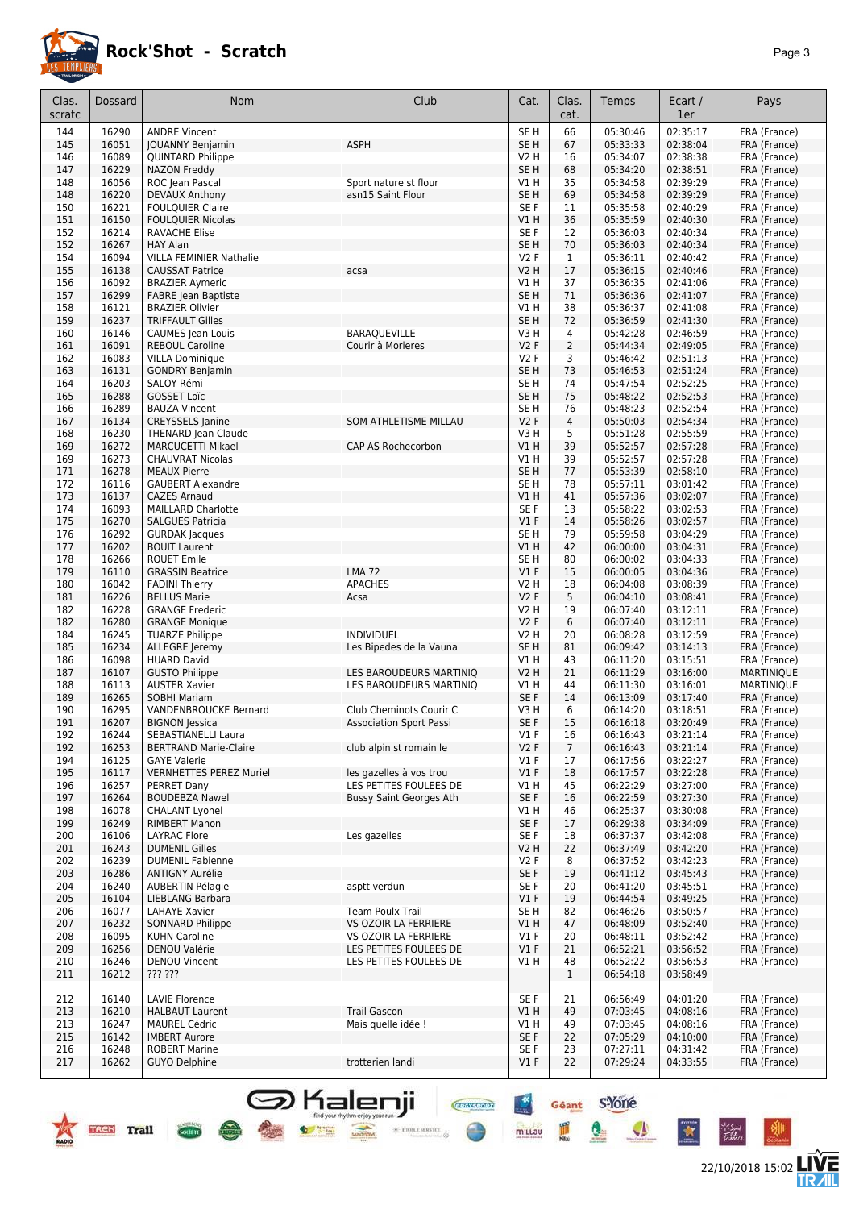# Rock'Shot - Scratch

| Clas. scratc | Dossard | Nom | Club | Cat. | Clas. cat. | Temps | Ecart / 1er | Pays |
|---|---|---|---|---|---|---|---|---|
| 144 | 16290 | ANDRE Vincent | | SE H | 66 | 05:30:46 | 02:35:17 | FRA (France) |
| 145 | 16051 | JOUANNY Benjamin | ASPH | SE H | 67 | 05:33:33 | 02:38:04 | FRA (France) |
| 146 | 16089 | QUINTARD Philippe | | V2 H | 16 | 05:34:07 | 02:38:38 | FRA (France) |
| 147 | 16229 | NAZON Freddy | | SE H | 68 | 05:34:20 | 02:38:51 | FRA (France) |
| 148 | 16056 | ROC Jean Pascal | Sport nature st flour | V1 H | 35 | 05:34:58 | 02:39:29 | FRA (France) |
| 148 | 16220 | DEVAUX Anthony | asn15 Saint Flour | SE H | 69 | 05:34:58 | 02:39:29 | FRA (France) |
| 150 | 16221 | FOULQUIER Claire | | SE F | 11 | 05:35:58 | 02:40:29 | FRA (France) |
| 151 | 16150 | FOULQUIER Nicolas | | V1 H | 36 | 05:35:59 | 02:40:30 | FRA (France) |
| 152 | 16214 | RAVACHE Elise | | SE F | 12 | 05:36:03 | 02:40:34 | FRA (France) |
| 152 | 16267 | HAY Alan | | SE H | 70 | 05:36:03 | 02:40:34 | FRA (France) |
| 154 | 16094 | VILLA FEMINIER Nathalie | | V2 F | 1 | 05:36:11 | 02:40:42 | FRA (France) |
| 155 | 16138 | CAUSSAT Patrice | acsa | V2 H | 17 | 05:36:15 | 02:40:46 | FRA (France) |
| 156 | 16092 | BRAZIER Aymeric | | V1 H | 37 | 05:36:35 | 02:41:06 | FRA (France) |
| 157 | 16299 | FABRE Jean Baptiste | | SE H | 71 | 05:36:36 | 02:41:07 | FRA (France) |
| 158 | 16121 | BRAZIER Olivier | | V1 H | 38 | 05:36:37 | 02:41:08 | FRA (France) |
| 159 | 16237 | TRIFFAULT Gilles | | SE H | 72 | 05:36:59 | 02:41:30 | FRA (France) |
| 160 | 16146 | CAUMES Jean Louis | BARAQUEVILLE | V3 H | 4 | 05:42:28 | 02:46:59 | FRA (France) |
| 161 | 16091 | REBOUL Caroline | Courir à Morieres | V2 F | 2 | 05:44:34 | 02:49:05 | FRA (France) |
| 162 | 16083 | VILLA Dominique | | V2 F | 3 | 05:46:42 | 02:51:13 | FRA (France) |
| 163 | 16131 | GONDRY Benjamin | | SE H | 73 | 05:46:53 | 02:51:24 | FRA (France) |
| 164 | 16203 | SALOY Rémi | | SE H | 74 | 05:47:54 | 02:52:25 | FRA (France) |
| 165 | 16288 | GOSSET Loïc | | SE H | 75 | 05:48:22 | 02:52:53 | FRA (France) |
| 166 | 16289 | BAUZA Vincent | | SE H | 76 | 05:48:23 | 02:52:54 | FRA (France) |
| 167 | 16134 | CREYSSELS Janine | SOM ATHLETISME MILLAU | V2 F | 4 | 05:50:03 | 02:54:34 | FRA (France) |
| 168 | 16230 | THENARD Jean Claude | | V3 H | 5 | 05:51:28 | 02:55:59 | FRA (France) |
| 169 | 16272 | MARCUCETTI Mikael | CAP AS Rochecorbon | V1 H | 39 | 05:52:57 | 02:57:28 | FRA (France) |
| 169 | 16273 | CHAUVRAT Nicolas | | V1 H | 39 | 05:52:57 | 02:57:28 | FRA (France) |
| 171 | 16278 | MEAUX Pierre | | SE H | 77 | 05:53:39 | 02:58:10 | FRA (France) |
| 172 | 16116 | GAUBERT Alexandre | | SE H | 78 | 05:57:11 | 03:01:42 | FRA (France) |
| 173 | 16137 | CAZES Arnaud | | V1 H | 41 | 05:57:36 | 03:02:07 | FRA (France) |
| 174 | 16093 | MAILLARD Charlotte | | SE F | 13 | 05:58:22 | 03:02:53 | FRA (France) |
| 175 | 16270 | SALGUES Patricia | | V1 F | 14 | 05:58:26 | 03:02:57 | FRA (France) |
| 176 | 16292 | GURDAK Jacques | | SE H | 79 | 05:59:58 | 03:04:29 | FRA (France) |
| 177 | 16202 | BOUIT Laurent | | V1 H | 42 | 06:00:00 | 03:04:31 | FRA (France) |
| 178 | 16266 | ROUET Emile | | SE H | 80 | 06:00:02 | 03:04:33 | FRA (France) |
| 179 | 16110 | GRASSIN Beatrice | LMA 72 | V1 F | 15 | 06:00:05 | 03:04:36 | FRA (France) |
| 180 | 16042 | FADINI Thierry | APACHES | V2 H | 18 | 06:04:08 | 03:08:39 | FRA (France) |
| 181 | 16226 | BELLUS Marie | Acsa | V2 F | 5 | 06:04:10 | 03:08:41 | FRA (France) |
| 182 | 16228 | GRANGE Frederic | | V2 H | 19 | 06:07:40 | 03:12:11 | FRA (France) |
| 182 | 16280 | GRANGE Monique | | V2 F | 6 | 06:07:40 | 03:12:11 | FRA (France) |
| 184 | 16245 | TUARZE Philippe | INDIVIDUEL | V2 H | 20 | 06:08:28 | 03:12:59 | FRA (France) |
| 185 | 16234 | ALLEGRE Jeremy | Les Bipedes de la Vauna | SE H | 81 | 06:09:42 | 03:14:13 | FRA (France) |
| 186 | 16098 | HUARD David | | V1 H | 43 | 06:11:20 | 03:15:51 | FRA (France) |
| 187 | 16107 | GUSTO Philippe | LES BAROUDEURS MARTINIQ | V2 H | 21 | 06:11:29 | 03:16:00 | MARTINIQUE |
| 188 | 16113 | AUSTER Xavier | LES BAROUDEURS MARTINIQ | V1 H | 44 | 06:11:30 | 03:16:01 | MARTINIQUE |
| 189 | 16265 | SOBHI Mariam | | SE F | 14 | 06:13:09 | 03:17:40 | FRA (France) |
| 190 | 16295 | VANDENBROUCKE Bernard | Club Cheminots Courir C | V3 H | 6 | 06:14:20 | 03:18:51 | FRA (France) |
| 191 | 16207 | BIGNON Jessica | Association Sport Passi | SE F | 15 | 06:16:18 | 03:20:49 | FRA (France) |
| 192 | 16244 | SEBASTIANELLI Laura | | V1 F | 16 | 06:16:43 | 03:21:14 | FRA (France) |
| 192 | 16253 | BERTRAND Marie-Claire | club alpin st romain le | V2 F | 7 | 06:16:43 | 03:21:14 | FRA (France) |
| 194 | 16125 | GAYE Valerie | | V1 F | 17 | 06:17:56 | 03:22:27 | FRA (France) |
| 195 | 16117 | VERNHETTES PEREZ Muriel | les gazelles à vos trou | V1 F | 18 | 06:17:57 | 03:22:28 | FRA (France) |
| 196 | 16257 | PERRET Dany | LES PETITES FOULEES DE | V1 H | 45 | 06:22:29 | 03:27:00 | FRA (France) |
| 197 | 16264 | BOUDEBZA Nawel | Bussy Saint Georges Ath | SE F | 16 | 06:22:59 | 03:27:30 | FRA (France) |
| 198 | 16078 | CHALANT Lyonel | | V1 H | 46 | 06:25:37 | 03:30:08 | FRA (France) |
| 199 | 16249 | RIMBERT Manon | | SE F | 17 | 06:29:38 | 03:34:09 | FRA (France) |
| 200 | 16106 | LAYRAC Flore | Les gazelles | SE F | 18 | 06:37:37 | 03:42:08 | FRA (France) |
| 201 | 16243 | DUMENIL Gilles | | V2 H | 22 | 06:37:49 | 03:42:20 | FRA (France) |
| 202 | 16239 | DUMENIL Fabienne | | V2 F | 8 | 06:37:52 | 03:42:23 | FRA (France) |
| 203 | 16286 | ANTIGNY Aurélie | | SE F | 19 | 06:41:12 | 03:45:43 | FRA (France) |
| 204 | 16240 | AUBERTIN Pélagie | asptt verdun | SE F | 20 | 06:41:20 | 03:45:51 | FRA (France) |
| 205 | 16104 | LIEBLANG Barbara | | V1 F | 19 | 06:44:54 | 03:49:25 | FRA (France) |
| 206 | 16077 | LAHAYE Xavier | Team Poulx Trail | SE H | 82 | 06:46:26 | 03:50:57 | FRA (France) |
| 207 | 16232 | SONNARD Philippe | VS OZOIR LA FERRIERE | V1 H | 47 | 06:48:09 | 03:52:40 | FRA (France) |
| 208 | 16095 | KUHN Caroline | VS OZOIR LA FERRIERE | V1 F | 20 | 06:48:11 | 03:52:42 | FRA (France) |
| 209 | 16256 | DENOU Valérie | LES PETITES FOULEES DE | V1 F | 21 | 06:52:21 | 03:56:52 | FRA (France) |
| 210 | 16246 | DENOU Vincent | LES PETITES FOULEES DE | V1 H | 48 | 06:52:22 | 03:56:53 | FRA (France) |
| 211 | 16212 | ??? ??? | | | 1 | 06:54:18 | 03:58:49 | |
| 212 | 16140 | LAVIE Florence | | SE F | 21 | 06:56:49 | 04:01:20 | FRA (France) |
| 213 | 16210 | HALBAUT Laurent | Trail Gascon | V1 H | 49 | 07:03:45 | 04:08:16 | FRA (France) |
| 213 | 16247 | MAUREL Cédric | Mais quelle idée ! | V1 H | 49 | 07:03:45 | 04:08:16 | FRA (France) |
| 215 | 16142 | IMBERT Aurore | | SE F | 22 | 07:05:29 | 04:10:00 | FRA (France) |
| 216 | 16248 | ROBERT Marine | | SE F | 23 | 07:27:11 | 04:31:42 | FRA (France) |
| 217 | 16262 | GUYO Delphine | trotterien landi | V1 F | 22 | 07:29:24 | 04:33:55 | FRA (France) |

22/10/2018 15:02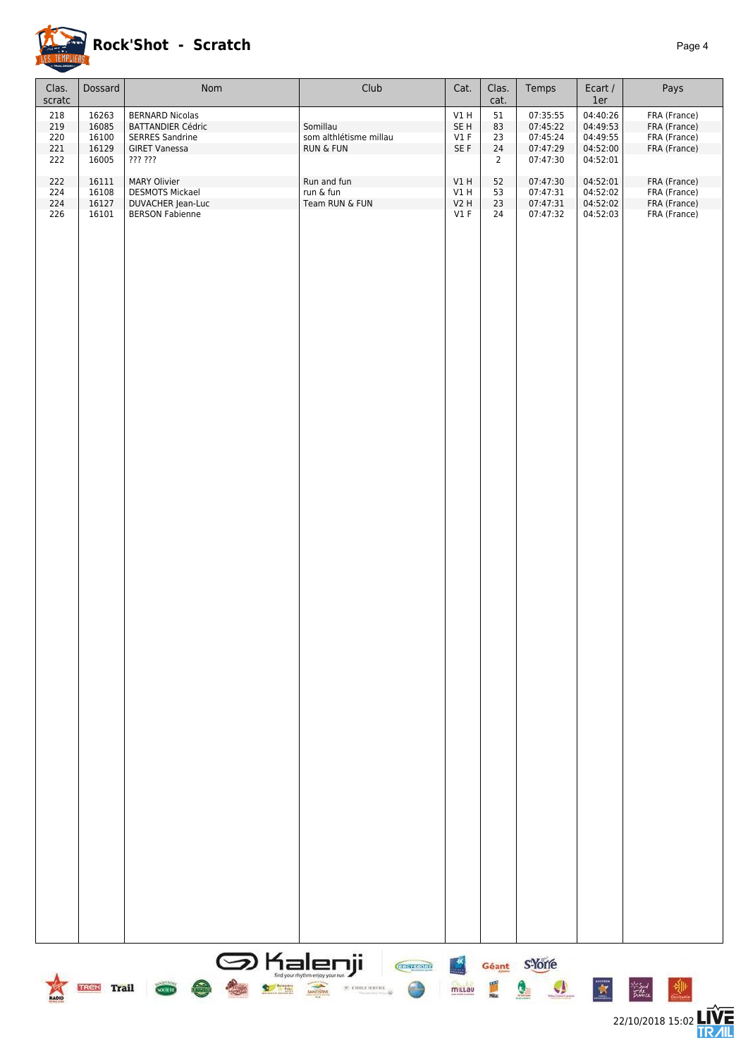# Rock'Shot - Scratch

| Clas. scratc | Dossard | Nom | Club | Cat. | Clas. cat. | Temps | Ecart / 1er | Pays |
|---|---|---|---|---|---|---|---|---|
| 218 | 16263 | BERNARD Nicolas | | V1 H | 51 | 07:35:55 | 04:40:26 | FRA (France) |
| 219 | 16085 | BATTANDIER Cédric | Somillau | SE H | 83 | 07:45:22 | 04:49:53 | FRA (France) |
| 220 | 16100 | SERRES Sandrine | som althlétisme millau | V1 F | 23 | 07:45:24 | 04:49:55 | FRA (France) |
| 221 | 16129 | GIRET Vanessa | RUN & FUN | SE F | 24 | 07:47:29 | 04:52:00 | FRA (France) |
| 222 | 16005 | ??? ??? | | | 2 | 07:47:30 | 04:52:01 | |
| 222 | 16111 | MARY Olivier | Run and fun | V1 H | 52 | 07:47:30 | 04:52:01 | FRA (France) |
| 224 | 16108 | DESMOTS Mickael | run & fun | V1 H | 53 | 07:47:31 | 04:52:02 | FRA (France) |
| 224 | 16127 | DUVACHER Jean-Luc | Team RUN & FUN | V2 H | 23 | 07:47:31 | 04:52:02 | FRA (France) |
| 226 | 16101 | BERSON Fabienne | | V1 F | 24 | 07:47:32 | 04:52:03 | FRA (France) |

22/10/2018 15:02